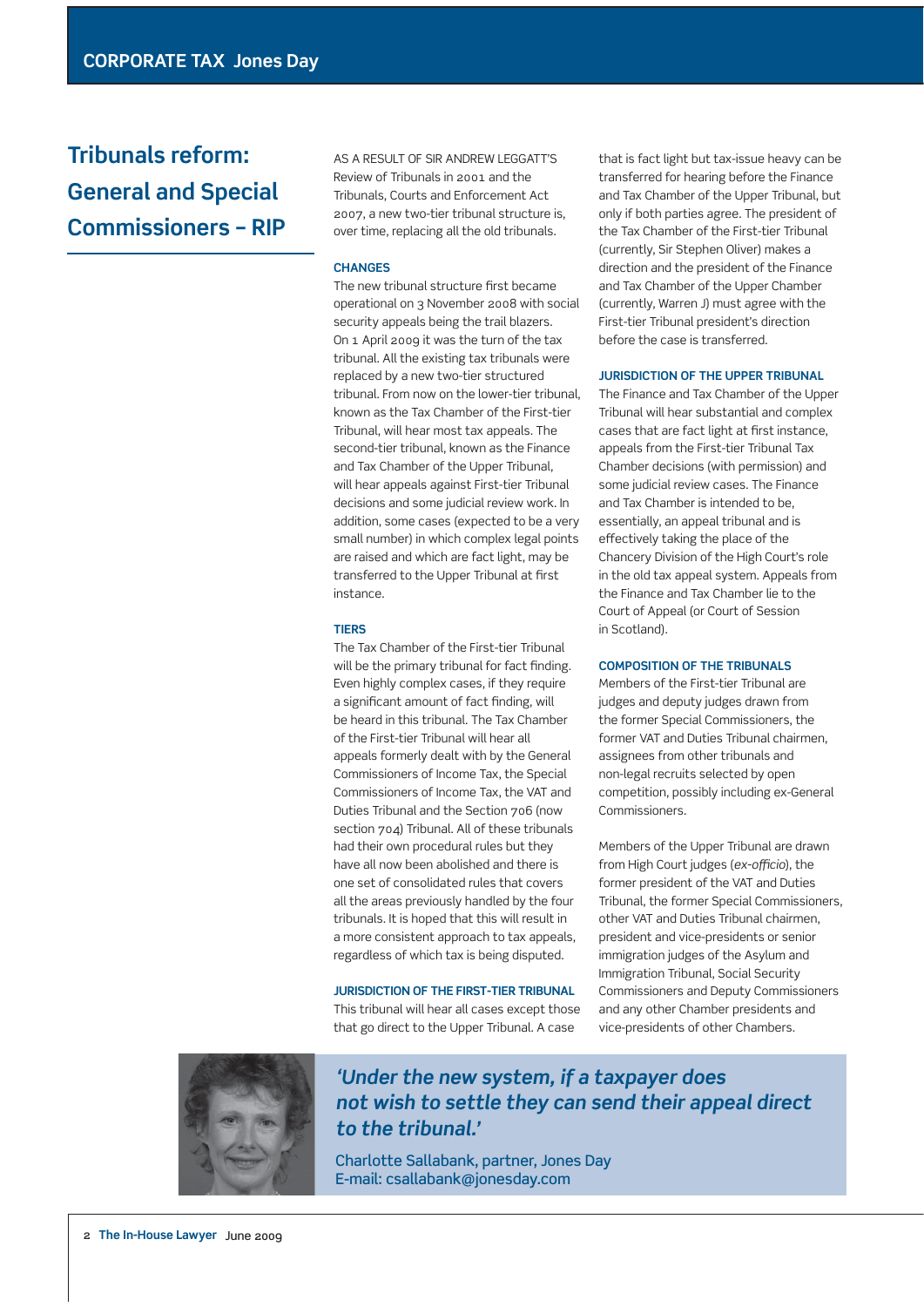# Tribunals reform: General and Special Commissioners – RIP

AS A RESULT OF SIR ANDREW LEGGATT'S Review of Tribunals in 2001 and the Tribunals, Courts and Enforcement Act 2007, a new two-tier tribunal structure is, over time, replacing all the old tribunals.

### CHANGES

The new tribunal structure first became operational on 3 November 2008 with social security appeals being the trail blazers. On 1 April 2009 it was the turn of the tax tribunal. All the existing tax tribunals were replaced by a new two-tier structured tribunal. From now on the lower-tier tribunal, known as the Tax Chamber of the First-tier Tribunal, will hear most tax appeals. The second-tier tribunal, known as the Finance and Tax Chamber of the Upper Tribunal, will hear appeals against First-tier Tribunal decisions and some judicial review work. In addition, some cases (expected to be a very small number) in which complex legal points are raised and which are fact light, may be transferred to the Upper Tribunal at first instance.

### TIERS

The Tax Chamber of the First-tier Tribunal will be the primary tribunal for fact finding. Even highly complex cases, if they require a significant amount of fact finding, will be heard in this tribunal. The Tax Chamber of the First-tier Tribunal will hear all appeals formerly dealt with by the General Commissioners of Income Tax, the Special Commissioners of Income Tax, the VAT and Duties Tribunal and the Section 706 (now section 704) Tribunal. All of these tribunals had their own procedural rules but they have all now been abolished and there is one set of consolidated rules that covers all the areas previously handled by the four tribunals. It is hoped that this will result in a more consistent approach to tax appeals, regardless of which tax is being disputed.

### JURISDICTION OF THE FIRST-TIER TRIBUNAL

This tribunal will hear all cases except those that go direct to the Upper Tribunal. A case that is fact light but tax-issue heavy can be transferred for hearing before the Finance and Tax Chamber of the Upper Tribunal, but only if both parties agree. The president of the Tax Chamber of the First-tier Tribunal (currently, Sir Stephen Oliver) makes a direction and the president of the Finance and Tax Chamber of the Upper Chamber (currently, Warren J) must agree with the First-tier Tribunal president's direction before the case is transferred.

### JURISDICTION OF THE UPPER TRIBUNAL

The Finance and Tax Chamber of the Upper Tribunal will hear substantial and complex cases that are fact light at first instance, appeals from the First-tier Tribunal Tax Chamber decisions (with permission) and some judicial review cases. The Finance and Tax Chamber is intended to be, essentially, an appeal tribunal and is effectively taking the place of the Chancery Division of the High Court's role in the old tax appeal system. Appeals from the Finance and Tax Chamber lie to the Court of Appeal (or Court of Session in Scotland).

### COMPOSITION OF THE TRIBUNALS

Members of the First-tier Tribunal are judges and deputy judges drawn from the former Special Commissioners, the former VAT and Duties Tribunal chairmen, assignees from other tribunals and non-legal recruits selected by open competition, possibly including ex-General Commissioners.

Members of the Upper Tribunal are drawn from High Court judges (*ex-officio*), the former president of the VAT and Duties Tribunal, the former Special Commissioners, other VAT and Duties Tribunal chairmen, president and vice-presidents or senior immigration judges of the Asylum and Immigration Tribunal, Social Security Commissioners and Deputy Commissioners and any other Chamber presidents and vice-presidents of other Chambers.

***'Under the new system, if a taxpayer does not wish to settle they can send their appeal direct to the tribunal.'***

Charlotte Sallabank, partner, Jones Day
E-mail: csallabank@jonesday.com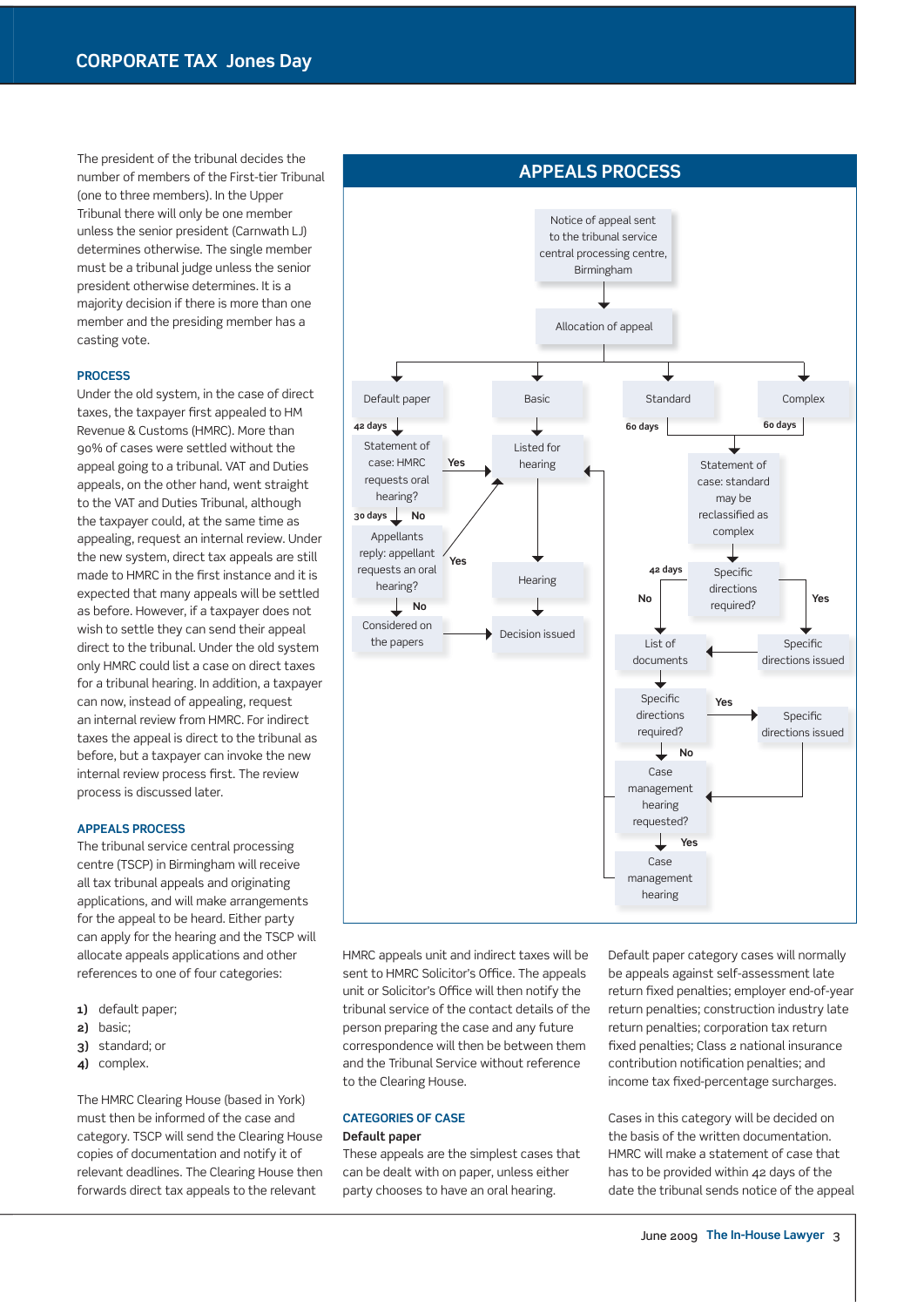The president of the tribunal decides the number of members of the First-tier Tribunal (one to three members). In the Upper Tribunal there will only be one member unless the senior president (Carnwath LJ) determines otherwise. The single member must be a tribunal judge unless the senior president otherwise determines. It is a majority decision if there is more than one member and the presiding member has a casting vote.

### PROCESS

Under the old system, in the case of direct taxes, the taxpayer first appealed to HM Revenue & Customs (HMRC). More than 90% of cases were settled without the appeal going to a tribunal. VAT and Duties appeals, on the other hand, went straight to the VAT and Duties Tribunal, although the taxpayer could, at the same time as appealing, request an internal review. Under the new system, direct tax appeals are still made to HMRC in the first instance and it is expected that many appeals will be settled as before. However, if a taxpayer does not wish to settle they can send their appeal direct to the tribunal. Under the old system only HMRC could list a case on direct taxes for a tribunal hearing. In addition, a taxpayer can now, instead of appealing, request an internal review from HMRC. For indirect taxes the appeal is direct to the tribunal as before, but a taxpayer can invoke the new internal review process first. The review process is discussed later.

### APPEALS PROCESS

The tribunal service central processing centre (TSCP) in Birmingham will receive all tax tribunal appeals and originating applications, and will make arrangements for the appeal to be heard. Either party can apply for the hearing and the TSCP will allocate appeals applications and other references to one of four categories:

1) default paper;
2) basic;
3) standard; or
4) complex.

The HMRC Clearing House (based in York) must then be informed of the case and category. TSCP will send the Clearing House copies of documentation and notify it of relevant deadlines. The Clearing House then forwards direct tax appeals to the relevant HMRC appeals unit and indirect taxes will be sent to HMRC Solicitor's Office. The appeals unit or Solicitor's Office will then notify the tribunal service of the contact details of the person preparing the case and any future correspondence will then be between them and the Tribunal Service without reference to the Clearing House.

### CATEGORIES OF CASE

**Default paper**

These appeals are the simplest cases that can be dealt with on paper, unless either party chooses to have an oral hearing.

Default paper category cases will normally be appeals against self-assessment late return fixed penalties; employer end-of-year return penalties; construction industry late return penalties; corporation tax return fixed penalties; Class 2 national insurance contribution notification penalties; and income tax fixed-percentage surcharges.

Cases in this category will be decided on the basis of the written documentation. HMRC will make a statement of case that has to be provided within 42 days of the date the tribunal sends notice of the appeal

## APPEALS PROCESS

- Notice of appeal sent to the tribunal service central processing centre, Birmingham
- → Allocation of appeal
  - **Default paper** → 42 days → Statement of case: HMRC requests oral hearing?
    - Yes → Listed for hearing
    - No → 30 days → Appellants reply: appellant requests an oral hearing?
      - Yes → Listed for hearing
      - No → Considered on the papers → Decision issued
  - **Basic** → Listed for hearing → Hearing → Decision issued
  - **Standard** → 60 days → Statement of case: standard may be reclassified as complex
  - **Complex** → 60 days → Statement of case: standard may be reclassified as complex
    - → Specific directions required?
      - Yes → Specific directions issued → List of documents
      - No → 42 days → List of documents
        - → Specific directions required?
          - Yes → Specific directions issued → Case management hearing requested?
          - No → Case management hearing requested?
            - Yes → Case management hearing → Listed for hearing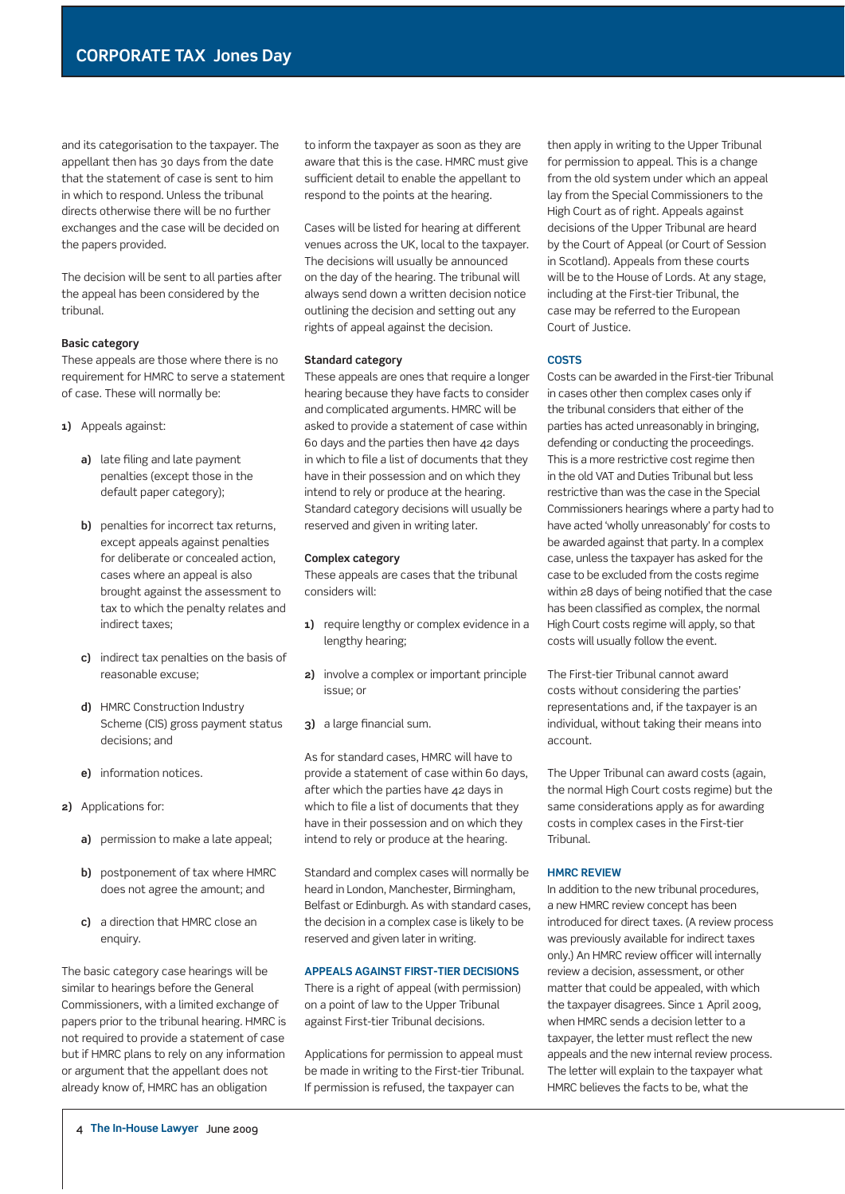and its categorisation to the taxpayer. The appellant then has 30 days from the date that the statement of case is sent to him in which to respond. Unless the tribunal directs otherwise there will be no further exchanges and the case will be decided on the papers provided.

The decision will be sent to all parties after the appeal has been considered by the tribunal.

**Basic category**

These appeals are those where there is no requirement for HMRC to serve a statement of case. These will normally be:

1) Appeals against:

   a) late filing and late payment penalties (except those in the default paper category);

   b) penalties for incorrect tax returns, except appeals against penalties for deliberate or concealed action, cases where an appeal is also brought against the assessment to tax to which the penalty relates and indirect taxes;

   c) indirect tax penalties on the basis of reasonable excuse;

   d) HMRC Construction Industry Scheme (CIS) gross payment status decisions; and

   e) information notices.

2) Applications for:

   a) permission to make a late appeal;

   b) postponement of tax where HMRC does not agree the amount; and

   c) a direction that HMRC close an enquiry.

The basic category case hearings will be similar to hearings before the General Commissioners, with a limited exchange of papers prior to the tribunal hearing. HMRC is not required to provide a statement of case but if HMRC plans to rely on any information or argument that the appellant does not already know of, HMRC has an obligation to inform the taxpayer as soon as they are aware that this is the case. HMRC must give sufficient detail to enable the appellant to respond to the points at the hearing.

Cases will be listed for hearing at different venues across the UK, local to the taxpayer. The decisions will usually be announced on the day of the hearing. The tribunal will always send down a written decision notice outlining the decision and setting out any rights of appeal against the decision.

**Standard category**

These appeals are ones that require a longer hearing because they have facts to consider and complicated arguments. HMRC will be asked to provide a statement of case within 60 days and the parties then have 42 days in which to file a list of documents that they have in their possession and on which they intend to rely or produce at the hearing. Standard category decisions will usually be reserved and given in writing later.

**Complex category**

These appeals are cases that the tribunal considers will:

1) require lengthy or complex evidence in a lengthy hearing;

2) involve a complex or important principle issue; or

3) a large financial sum.

As for standard cases, HMRC will have to provide a statement of case within 60 days, after which the parties have 42 days in which to file a list of documents that they have in their possession and on which they intend to rely or produce at the hearing.

Standard and complex cases will normally be heard in London, Manchester, Birmingham, Belfast or Edinburgh. As with standard cases, the decision in a complex case is likely to be reserved and given later in writing.

## APPEALS AGAINST FIRST-TIER DECISIONS

There is a right of appeal (with permission) on a point of law to the Upper Tribunal against First-tier Tribunal decisions.

Applications for permission to appeal must be made in writing to the First-tier Tribunal. If permission is refused, the taxpayer can then apply in writing to the Upper Tribunal for permission to appeal. This is a change from the old system under which an appeal lay from the Special Commissioners to the High Court as of right. Appeals against decisions of the Upper Tribunal are heard by the Court of Appeal (or Court of Session in Scotland). Appeals from these courts will be to the House of Lords. At any stage, including at the First-tier Tribunal, the case may be referred to the European Court of Justice.

## COSTS

Costs can be awarded in the First-tier Tribunal in cases other then complex cases only if the tribunal considers that either of the parties has acted unreasonably in bringing, defending or conducting the proceedings. This is a more restrictive cost regime then in the old VAT and Duties Tribunal but less restrictive than was the case in the Special Commissioners hearings where a party had to have acted 'wholly unreasonably' for costs to be awarded against that party. In a complex case, unless the taxpayer has asked for the case to be excluded from the costs regime within 28 days of being notified that the case has been classified as complex, the normal High Court costs regime will apply, so that costs will usually follow the event.

The First-tier Tribunal cannot award costs without considering the parties' representations and, if the taxpayer is an individual, without taking their means into account.

The Upper Tribunal can award costs (again, the normal High Court costs regime) but the same considerations apply as for awarding costs in complex cases in the First-tier Tribunal.

## HMRC REVIEW

In addition to the new tribunal procedures, a new HMRC review concept has been introduced for direct taxes. (A review process was previously available for indirect taxes only.) An HMRC review officer will internally review a decision, assessment, or other matter that could be appealed, with which the taxpayer disagrees. Since 1 April 2009, when HMRC sends a decision letter to a taxpayer, the letter must reflect the new appeals and the new internal review process. The letter will explain to the taxpayer what HMRC believes the facts to be, what the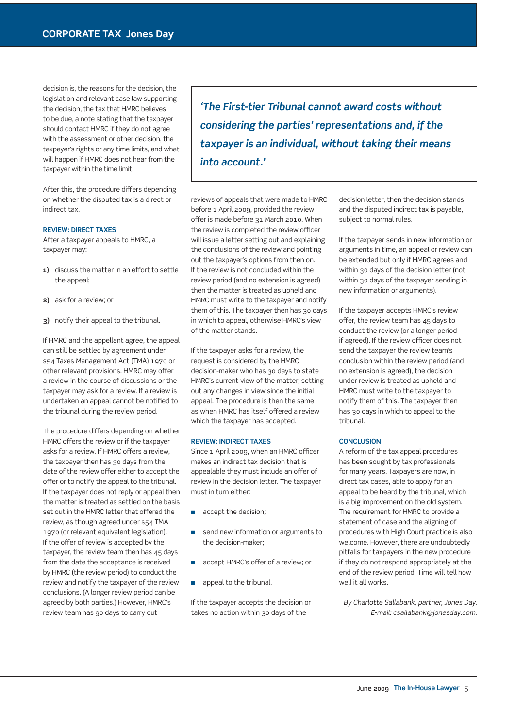decision is, the reasons for the decision, the legislation and relevant case law supporting the decision, the tax that HMRC believes to be due, a note stating that the taxpayer should contact HMRC if they do not agree with the assessment or other decision, the taxpayer's rights or any time limits, and what will happen if HMRC does not hear from the taxpayer within the time limit.

After this, the procedure differs depending on whether the disputed tax is a direct or indirect tax.

**REVIEW: DIRECT TAXES**

After a taxpayer appeals to HMRC, a taxpayer may:

1) discuss the matter in an effort to settle the appeal;

2) ask for a review; or

3) notify their appeal to the tribunal.

If HMRC and the appellant agree, the appeal can still be settled by agreement under s54 Taxes Management Act (TMA) 1970 or other relevant provisions. HMRC may offer a review in the course of discussions or the taxpayer may ask for a review. If a review is undertaken an appeal cannot be notified to the tribunal during the review period.

The procedure differs depending on whether HMRC offers the review or if the taxpayer asks for a review. If HMRC offers a review, the taxpayer then has 30 days from the date of the review offer either to accept the offer or to notify the appeal to the tribunal. If the taxpayer does not reply or appeal then the matter is treated as settled on the basis set out in the HMRC letter that offered the review, as though agreed under s54 TMA 1970 (or relevant equivalent legislation). If the offer of review is accepted by the taxpayer, the review team then has 45 days from the date the acceptance is received by HMRC (the review period) to conduct the review and notify the taxpayer of the review conclusions. (A longer review period can be agreed by both parties.) However, HMRC's review team has 90 days to carry out reviews of appeals that were made to HMRC before 1 April 2009, provided the review offer is made before 31 March 2010. When the review is completed the review officer will issue a letter setting out and explaining the conclusions of the review and pointing out the taxpayer's options from then on. If the review is not concluded within the review period (and no extension is agreed) then the matter is treated as upheld and HMRC must write to the taxpayer and notify them of this. The taxpayer then has 30 days in which to appeal, otherwise HMRC's view of the matter stands.

> ***'The First-tier Tribunal cannot award costs without considering the parties' representations and, if the taxpayer is an individual, without taking their means into account.'***

If the taxpayer asks for a review, the request is considered by the HMRC decision-maker who has 30 days to state HMRC's current view of the matter, setting out any changes in view since the initial appeal. The procedure is then the same as when HMRC has itself offered a review which the taxpayer has accepted.

**REVIEW: INDIRECT TAXES**

Since 1 April 2009, when an HMRC officer makes an indirect tax decision that is appealable they must include an offer of review in the decision letter. The taxpayer must in turn either:

- accept the decision;
- send new information or arguments to the decision-maker;
- accept HMRC's offer of a review; or
- appeal to the tribunal.

If the taxpayer accepts the decision or takes no action within 30 days of the decision letter, then the decision stands and the disputed indirect tax is payable, subject to normal rules.

If the taxpayer sends in new information or arguments in time, an appeal or review can be extended but only if HMRC agrees and within 30 days of the decision letter (not within 30 days of the taxpayer sending in new information or arguments).

If the taxpayer accepts HMRC's review offer, the review team has 45 days to conduct the review (or a longer period if agreed). If the review officer does not send the taxpayer the review team's conclusion within the review period (and no extension is agreed), the decision under review is treated as upheld and HMRC must write to the taxpayer to notify them of this. The taxpayer then has 30 days in which to appeal to the tribunal.

**CONCLUSION**

A reform of the tax appeal procedures has been sought by tax professionals for many years. Taxpayers are now, in direct tax cases, able to apply for an appeal to be heard by the tribunal, which is a big improvement on the old system. The requirement for HMRC to provide a statement of case and the aligning of procedures with High Court practice is also welcome. However, there are undoubtedly pitfalls for taxpayers in the new procedure if they do not respond appropriately at the end of the review period. Time will tell how well it all works.

*By Charlotte Sallabank, partner, Jones Day.*
*E-mail: csallabank@jonesday.com.*